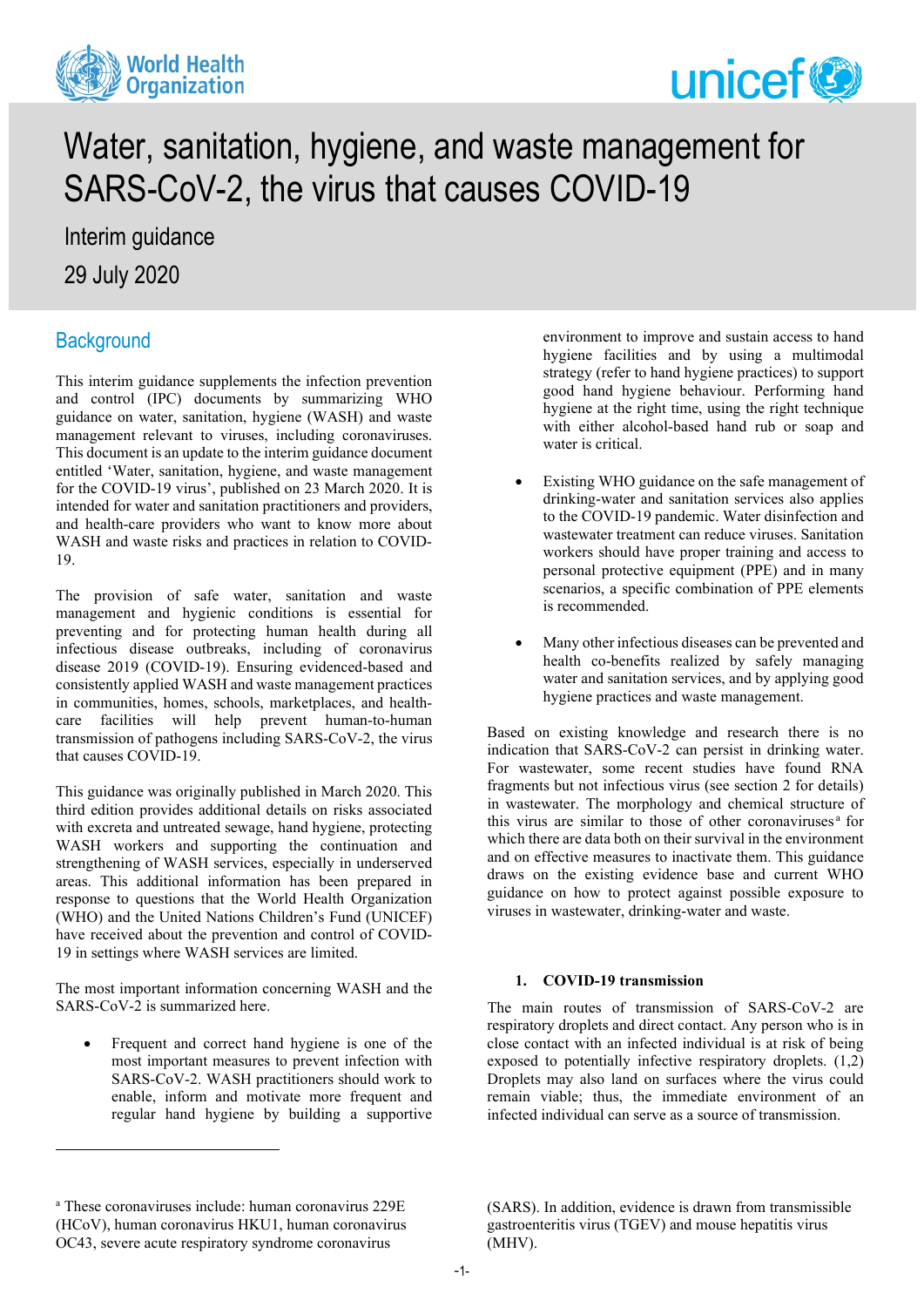# Water, sanitation, hygiene, and waste management for SARS-CoV-2, the virus that causes COVID-19

Interim guidance

29 July 2020

## Background

This interim guidance supplements the infection prevention and control (IPC) documents by summarizing WHO guidance on water, sanitation, hygiene (WASH) and waste management relevant to viruses, including coronaviruses. This document is an update to the interim guidance document entitled 'Water, sanitation, hygiene, and waste management for the COVID-19 virus', published on 23 March 2020. It is intended for water and sanitation practitioners and providers, and health-care providers who want to know more about WASH and waste risks and practices in relation to COVID-19.

The provision of safe water, sanitation and waste management and hygienic conditions is essential for preventing and for protecting human health during all infectious disease outbreaks, including of coronavirus disease 2019 (COVID-19). Ensuring evidenced-based and consistently applied WASH and waste management practices in communities, homes, schools, marketplaces, and health-care facilities will help prevent human-to-human transmission of pathogens including SARS-CoV-2, the virus that causes COVID-19.

This guidance was originally published in March 2020. This third edition provides additional details on risks associated with excreta and untreated sewage, hand hygiene, protecting WASH workers and supporting the continuation and strengthening of WASH services, especially in underserved areas. This additional information has been prepared in response to questions that the World Health Organization (WHO) and the United Nations Children's Fund (UNICEF) have received about the prevention and control of COVID-19 in settings where WASH services are limited.

The most important information concerning WASH and the SARS-CoV-2 is summarized here.

- Frequent and correct hand hygiene is one of the most important measures to prevent infection with SARS-CoV-2. WASH practitioners should work to enable, inform and motivate more frequent and regular hand hygiene by building a supportive environment to improve and sustain access to hand hygiene facilities and by using a multimodal strategy (refer to hand hygiene practices) to support good hand hygiene behaviour. Performing hand hygiene at the right time, using the right technique with either alcohol-based hand rub or soap and water is critical.

- Existing WHO guidance on the safe management of drinking-water and sanitation services also applies to the COVID-19 pandemic. Water disinfection and wastewater treatment can reduce viruses. Sanitation workers should have proper training and access to personal protective equipment (PPE) and in many scenarios, a specific combination of PPE elements is recommended.

- Many other infectious diseases can be prevented and health co-benefits realized by safely managing water and sanitation services, and by applying good hygiene practices and waste management.

Based on existing knowledge and research there is no indication that SARS-CoV-2 can persist in drinking water. For wastewater, some recent studies have found RNA fragments but not infectious virus (see section 2 for details) in wastewater. The morphology and chemical structure of this virus are similar to those of other coronaviruses[a] for which there are data both on their survival in the environment and on effective measures to inactivate them. This guidance draws on the existing evidence base and current WHO guidance on how to protect against possible exposure to viruses in wastewater, drinking-water and waste.

### 1. COVID-19 transmission

The main routes of transmission of SARS-CoV-2 are respiratory droplets and direct contact. Any person who is in close contact with an infected individual is at risk of being exposed to potentially infective respiratory droplets. (1,2) Droplets may also land on surfaces where the virus could remain viable; thus, the immediate environment of an infected individual can serve as a source of transmission.

[a] These coronaviruses include: human coronavirus 229E (HCoV), human coronavirus HKU1, human coronavirus OC43, severe acute respiratory syndrome coronavirus (SARS). In addition, evidence is drawn from transmissible gastroenteritis virus (TGEV) and mouse hepatitis virus (MHV).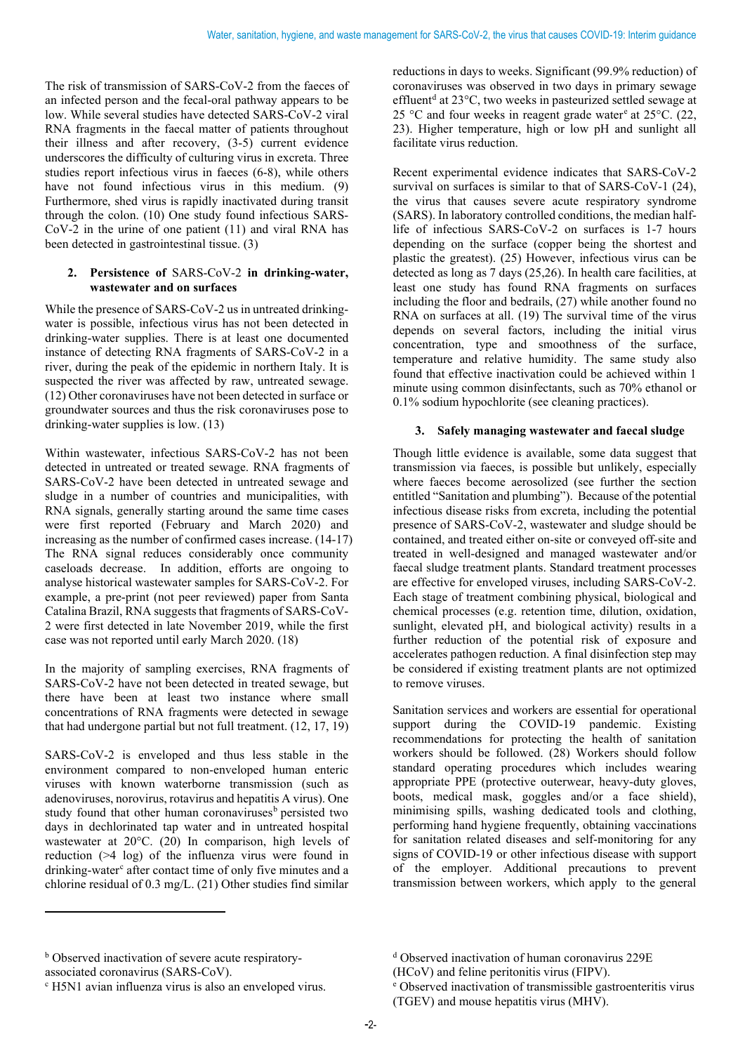The risk of transmission of SARS-CoV-2 from the faeces of an infected person and the fecal-oral pathway appears to be low. While several studies have detected SARS-CoV-2 viral RNA fragments in the faecal matter of patients throughout their illness and after recovery, (3-5) current evidence underscores the difficulty of culturing virus in excreta. Three studies report infectious virus in faeces (6-8), while others have not found infectious virus in this medium. (9) Furthermore, shed virus is rapidly inactivated during transit through the colon. (10) One study found infectious SARS-CoV-2 in the urine of one patient (11) and viral RNA has been detected in gastrointestinal tissue. (3)

## 2. **Persistence of** SARS-CoV-2 **in drinking-water, wastewater and on surfaces**

While the presence of SARS-CoV-2 us in untreated drinking-water is possible, infectious virus has not been detected in drinking-water supplies. There is at least one documented instance of detecting RNA fragments of SARS-CoV-2 in a river, during the peak of the epidemic in northern Italy. It is suspected the river was affected by raw, untreated sewage. (12) Other coronaviruses have not been detected in surface or groundwater sources and thus the risk coronaviruses pose to drinking-water supplies is low. (13)

Within wastewater, infectious SARS-CoV-2 has not been detected in untreated or treated sewage. RNA fragments of SARS-CoV-2 have been detected in untreated sewage and sludge in a number of countries and municipalities, with RNA signals, generally starting around the same time cases were first reported (February and March 2020) and increasing as the number of confirmed cases increase. (14-17) The RNA signal reduces considerably once community caseloads decrease. In addition, efforts are ongoing to analyse historical wastewater samples for SARS-CoV-2. For example, a pre-print (not peer reviewed) paper from Santa Catalina Brazil, RNA suggests that fragments of SARS-CoV-2 were first detected in late November 2019, while the first case was not reported until early March 2020. (18)

In the majority of sampling exercises, RNA fragments of SARS-CoV-2 have not been detected in treated sewage, but there have been at least two instance where small concentrations of RNA fragments were detected in sewage that had undergone partial but not full treatment. (12, 17, 19)

SARS-CoV-2 is enveloped and thus less stable in the environment compared to non-enveloped human enteric viruses with known waterborne transmission (such as adenoviruses, norovirus, rotavirus and hepatitis A virus). One study found that other human coronaviruses[b] persisted two days in dechlorinated tap water and in untreated hospital wastewater at 20°C. (20) In comparison, high levels of reduction (>4 log) of the influenza virus were found in drinking-water[c] after contact time of only five minutes and a chlorine residual of 0.3 mg/L. (21) Other studies find similar reductions in days to weeks. Significant (99.9% reduction) of coronaviruses was observed in two days in primary sewage effluent[d] at 23°C, two weeks in pasteurized settled sewage at 25 °C and four weeks in reagent grade water[e] at 25°C. (22, 23). Higher temperature, high or low pH and sunlight all facilitate virus reduction.

Recent experimental evidence indicates that SARS-CoV-2 survival on surfaces is similar to that of SARS-CoV-1 (24), the virus that causes severe acute respiratory syndrome (SARS). In laboratory controlled conditions, the median half-life of infectious SARS-CoV-2 on surfaces is 1-7 hours depending on the surface (copper being the shortest and plastic the greatest). (25) However, infectious virus can be detected as long as 7 days (25,26). In health care facilities, at least one study has found RNA fragments on surfaces including the floor and bedrails, (27) while another found no RNA on surfaces at all. (19) The survival time of the virus depends on several factors, including the initial virus concentration, type and smoothness of the surface, temperature and relative humidity. The same study also found that effective inactivation could be achieved within 1 minute using common disinfectants, such as 70% ethanol or 0.1% sodium hypochlorite (see cleaning practices).

## 3. **Safely managing wastewater and faecal sludge**

Though little evidence is available, some data suggest that transmission via faeces, is possible but unlikely, especially where faeces become aerosolized (see further the section entitled "Sanitation and plumbing"). Because of the potential infectious disease risks from excreta, including the potential presence of SARS-CoV-2, wastewater and sludge should be contained, and treated either on-site or conveyed off-site and treated in well-designed and managed wastewater and/or faecal sludge treatment plants. Standard treatment processes are effective for enveloped viruses, including SARS-CoV-2. Each stage of treatment combining physical, biological and chemical processes (e.g. retention time, dilution, oxidation, sunlight, elevated pH, and biological activity) results in a further reduction of the potential risk of exposure and accelerates pathogen reduction. A final disinfection step may be considered if existing treatment plants are not optimized to remove viruses.

Sanitation services and workers are essential for operational support during the COVID-19 pandemic. Existing recommendations for protecting the health of sanitation workers should be followed. (28) Workers should follow standard operating procedures which includes wearing appropriate PPE (protective outerwear, heavy-duty gloves, boots, medical mask, goggles and/or a face shield), minimising spills, washing dedicated tools and clothing, performing hand hygiene frequently, obtaining vaccinations for sanitation related diseases and self-monitoring for any signs of COVID-19 or other infectious disease with support of the employer. Additional precautions to prevent transmission between workers, which apply to the general

---

[b] Observed inactivation of severe acute respiratory-associated coronavirus (SARS-CoV).

[c] H5N1 avian influenza virus is also an enveloped virus.

[d] Observed inactivation of human coronavirus 229E (HCoV) and feline peritonitis virus (FIPV).

[e] Observed inactivation of transmissible gastroenteritis virus (TGEV) and mouse hepatitis virus (MHV).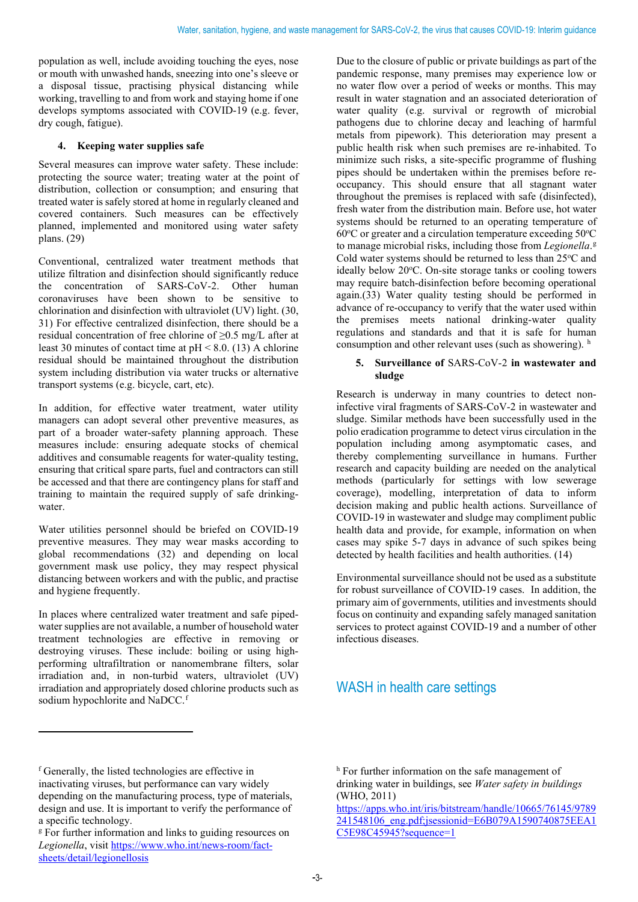population as well, include avoiding touching the eyes, nose or mouth with unwashed hands, sneezing into one's sleeve or a disposal tissue, practising physical distancing while working, travelling to and from work and staying home if one develops symptoms associated with COVID-19 (e.g. fever, dry cough, fatigue).

## 4. Keeping water supplies safe

Several measures can improve water safety. These include: protecting the source water; treating water at the point of distribution, collection or consumption; and ensuring that treated water is safely stored at home in regularly cleaned and covered containers. Such measures can be effectively planned, implemented and monitored using water safety plans. (29)

Conventional, centralized water treatment methods that utilize filtration and disinfection should significantly reduce the concentration of SARS-CoV-2. Other human coronaviruses have been shown to be sensitive to chlorination and disinfection with ultraviolet (UV) light. (30, 31) For effective centralized disinfection, there should be a residual concentration of free chlorine of ≥0.5 mg/L after at least 30 minutes of contact time at pH < 8.0. (13) A chlorine residual should be maintained throughout the distribution system including distribution via water trucks or alternative transport systems (e.g. bicycle, cart, etc).

In addition, for effective water treatment, water utility managers can adopt several other preventive measures, as part of a broader water-safety planning approach. These measures include: ensuring adequate stocks of chemical additives and consumable reagents for water-quality testing, ensuring that critical spare parts, fuel and contractors can still be accessed and that there are contingency plans for staff and training to maintain the required supply of safe drinking-water.

Water utilities personnel should be briefed on COVID-19 preventive measures. They may wear masks according to global recommendations (32) and depending on local government mask use policy, they may respect physical distancing between workers and with the public, and practise and hygiene frequently.

In places where centralized water treatment and safe piped-water supplies are not available, a number of household water treatment technologies are effective in removing or destroying viruses. These include: boiling or using high-performing ultrafiltration or nanomembrane filters, solar irradiation and, in non-turbid waters, ultraviolet (UV) irradiation and appropriately dosed chlorine products such as sodium hypochlorite and NaDCC.[f]

Due to the closure of public or private buildings as part of the pandemic response, many premises may experience low or no water flow over a period of weeks or months. This may result in water stagnation and an associated deterioration of water quality (e.g. survival or regrowth of microbial pathogens due to chlorine decay and leaching of harmful metals from pipework). This deterioration may present a public health risk when such premises are re-inhabited. To minimize such risks, a site-specific programme of flushing pipes should be undertaken within the premises before re-occupancy. This should ensure that all stagnant water throughout the premises is replaced with safe (disinfected), fresh water from the distribution main. Before use, hot water systems should be returned to an operating temperature of 60°C or greater and a circulation temperature exceeding 50°C to manage microbial risks, including those from *Legionella*.[g] Cold water systems should be returned to less than 25°C and ideally below 20°C. On-site storage tanks or cooling towers may require batch-disinfection before becoming operational again.(33) Water quality testing should be performed in advance of re-occupancy to verify that the water used within the premises meets national drinking-water quality regulations and standards and that it is safe for human consumption and other relevant uses (such as showering).[h]

## 5. Surveillance of SARS-CoV-2 in wastewater and sludge

Research is underway in many countries to detect non-infective viral fragments of SARS-CoV-2 in wastewater and sludge. Similar methods have been successfully used in the polio eradication programme to detect virus circulation in the population including among asymptomatic cases, and thereby complementing surveillance in humans. Further research and capacity building are needed on the analytical methods (particularly for settings with low sewerage coverage), modelling, interpretation of data to inform decision making and public health actions. Surveillance of COVID-19 in wastewater and sludge may compliment public health data and provide, for example, information on when cases may spike 5-7 days in advance of such spikes being detected by health facilities and health authorities. (14)

Environmental surveillance should not be used as a substitute for robust surveillance of COVID-19 cases. In addition, the primary aim of governments, utilities and investments should focus on continuity and expanding safely managed sanitation services to protect against COVID-19 and a number of other infectious diseases.

# WASH in health care settings

---

[f] Generally, the listed technologies are effective in inactivating viruses, but performance can vary widely depending on the manufacturing process, type of materials, design and use. It is important to verify the performance of a specific technology.

[g] For further information and links to guiding resources on *Legionella*, visit https://www.who.int/news-room/fact-sheets/detail/legionellosis

[h] For further information on the safe management of drinking water in buildings, see *Water safety in buildings* (WHO, 2011) https://apps.who.int/iris/bitstream/handle/10665/76145/9789241548106_eng.pdf;jsessionid=E6B079A1590740875EEA1C5E98C45945?sequence=1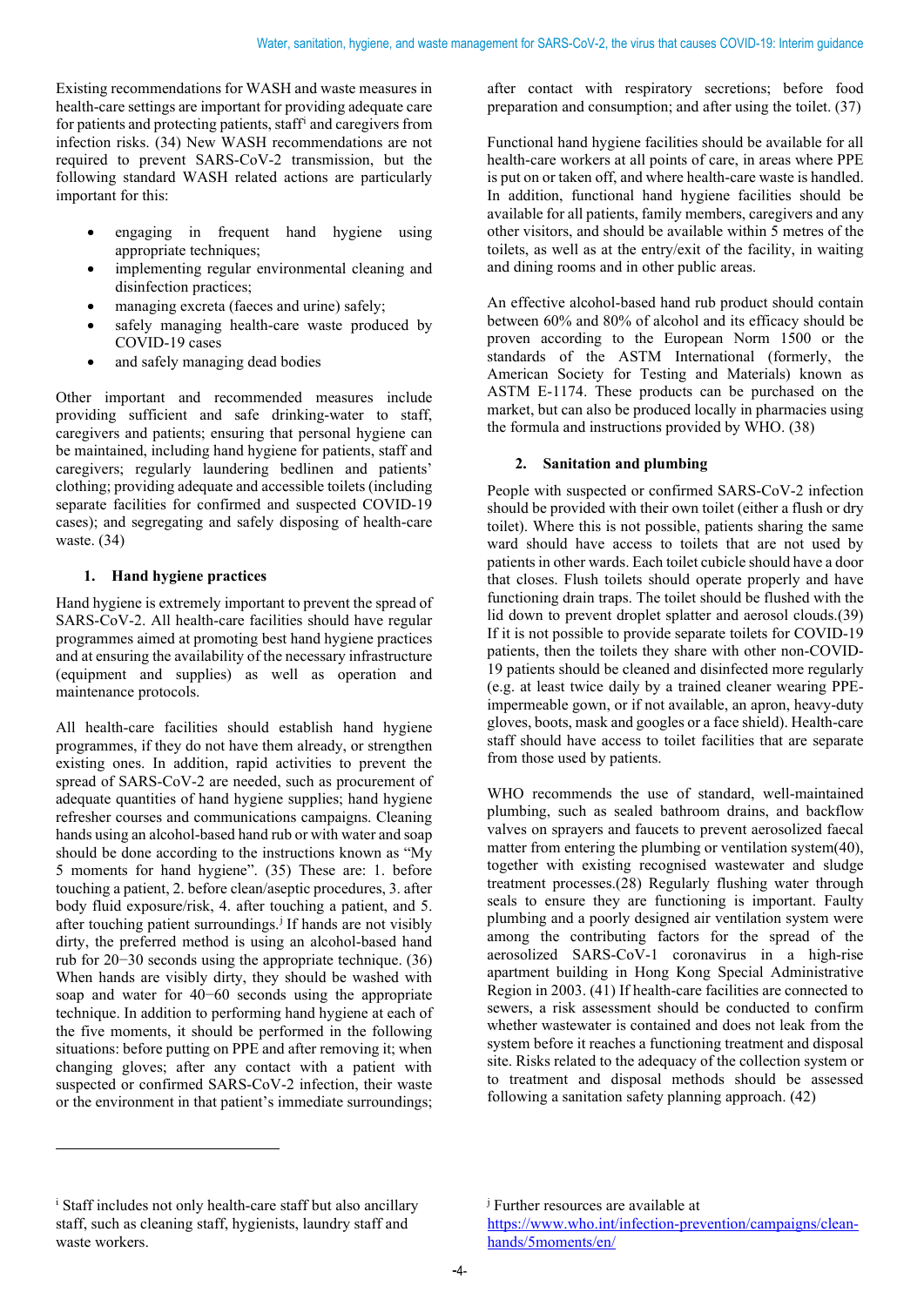Existing recommendations for WASH and waste measures in health-care settings are important for providing adequate care for patients and protecting patients, staff[i] and caregivers from infection risks. (34) New WASH recommendations are not required to prevent SARS-CoV-2 transmission, but the following standard WASH related actions are particularly important for this:

- engaging in frequent hand hygiene using appropriate techniques;
- implementing regular environmental cleaning and disinfection practices;
- managing excreta (faeces and urine) safely;
- safely managing health-care waste produced by COVID-19 cases
- and safely managing dead bodies

Other important and recommended measures include providing sufficient and safe drinking-water to staff, caregivers and patients; ensuring that personal hygiene can be maintained, including hand hygiene for patients, staff and caregivers; regularly laundering bedlinen and patients' clothing; providing adequate and accessible toilets (including separate facilities for confirmed and suspected COVID-19 cases); and segregating and safely disposing of health-care waste. (34)

## 1. Hand hygiene practices

Hand hygiene is extremely important to prevent the spread of SARS-CoV-2. All health-care facilities should have regular programmes aimed at promoting best hand hygiene practices and at ensuring the availability of the necessary infrastructure (equipment and supplies) as well as operation and maintenance protocols.

All health-care facilities should establish hand hygiene programmes, if they do not have them already, or strengthen existing ones. In addition, rapid activities to prevent the spread of SARS-CoV-2 are needed, such as procurement of adequate quantities of hand hygiene supplies; hand hygiene refresher courses and communications campaigns. Cleaning hands using an alcohol-based hand rub or with water and soap should be done according to the instructions known as "My 5 moments for hand hygiene". (35) These are: 1. before touching a patient, 2. before clean/aseptic procedures, 3. after body fluid exposure/risk, 4. after touching a patient, and 5. after touching patient surroundings.[j] If hands are not visibly dirty, the preferred method is using an alcohol-based hand rub for 20−30 seconds using the appropriate technique. (36) When hands are visibly dirty, they should be washed with soap and water for 40−60 seconds using the appropriate technique. In addition to performing hand hygiene at each of the five moments, it should be performed in the following situations: before putting on PPE and after removing it; when changing gloves; after any contact with a patient with suspected or confirmed SARS-CoV-2 infection, their waste or the environment in that patient's immediate surroundings; after contact with respiratory secretions; before food preparation and consumption; and after using the toilet. (37)

Functional hand hygiene facilities should be available for all health-care workers at all points of care, in areas where PPE is put on or taken off, and where health-care waste is handled. In addition, functional hand hygiene facilities should be available for all patients, family members, caregivers and any other visitors, and should be available within 5 metres of the toilets, as well as at the entry/exit of the facility, in waiting and dining rooms and in other public areas.

An effective alcohol-based hand rub product should contain between 60% and 80% of alcohol and its efficacy should be proven according to the European Norm 1500 or the standards of the ASTM International (formerly, the American Society for Testing and Materials) known as ASTM E-1174. These products can be purchased on the market, but can also be produced locally in pharmacies using the formula and instructions provided by WHO. (38)

## 2. Sanitation and plumbing

People with suspected or confirmed SARS-CoV-2 infection should be provided with their own toilet (either a flush or dry toilet). Where this is not possible, patients sharing the same ward should have access to toilets that are not used by patients in other wards. Each toilet cubicle should have a door that closes. Flush toilets should operate properly and have functioning drain traps. The toilet should be flushed with the lid down to prevent droplet splatter and aerosol clouds.(39) If it is not possible to provide separate toilets for COVID-19 patients, then the toilets they share with other non-COVID-19 patients should be cleaned and disinfected more regularly (e.g. at least twice daily by a trained cleaner wearing PPE-impermeable gown, or if not available, an apron, heavy-duty gloves, boots, mask and googles or a face shield). Health-care staff should have access to toilet facilities that are separate from those used by patients.

WHO recommends the use of standard, well-maintained plumbing, such as sealed bathroom drains, and backflow valves on sprayers and faucets to prevent aerosolized faecal matter from entering the plumbing or ventilation system(40), together with existing recognised wastewater and sludge treatment processes.(28) Regularly flushing water through seals to ensure they are functioning is important. Faulty plumbing and a poorly designed air ventilation system were among the contributing factors for the spread of the aerosolized SARS-CoV-1 coronavirus in a high-rise apartment building in Hong Kong Special Administrative Region in 2003. (41) If health-care facilities are connected to sewers, a risk assessment should be conducted to confirm whether wastewater is contained and does not leak from the system before it reaches a functioning treatment and disposal site. Risks related to the adequacy of the collection system or to treatment and disposal methods should be assessed following a sanitation safety planning approach. (42)

---

[i] Staff includes not only health-care staff but also ancillary staff, such as cleaning staff, hygienists, laundry staff and waste workers.

[j] Further resources are available at https://www.who.int/infection-prevention/campaigns/clean-hands/5moments/en/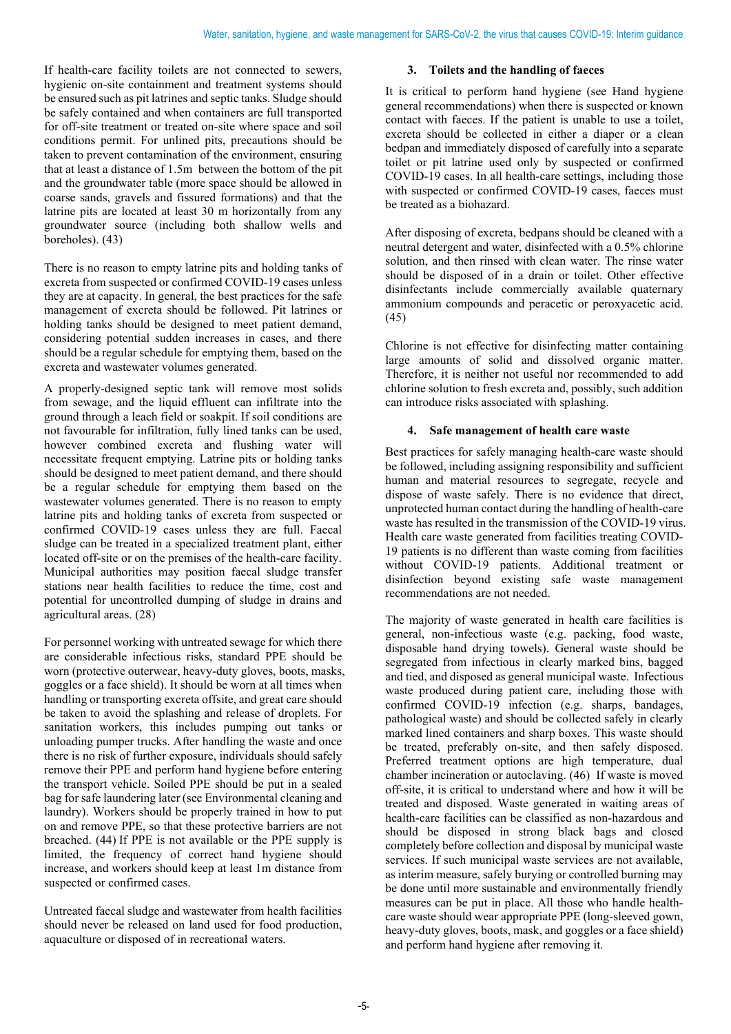If health-care facility toilets are not connected to sewers, hygienic on-site containment and treatment systems should be ensured such as pit latrines and septic tanks. Sludge should be safely contained and when containers are full transported for off-site treatment or treated on-site where space and soil conditions permit. For unlined pits, precautions should be taken to prevent contamination of the environment, ensuring that at least a distance of 1.5m between the bottom of the pit and the groundwater table (more space should be allowed in coarse sands, gravels and fissured formations) and that the latrine pits are located at least 30 m horizontally from any groundwater source (including both shallow wells and boreholes). (43)

There is no reason to empty latrine pits and holding tanks of excreta from suspected or confirmed COVID-19 cases unless they are at capacity. In general, the best practices for the safe management of excreta should be followed. Pit latrines or holding tanks should be designed to meet patient demand, considering potential sudden increases in cases, and there should be a regular schedule for emptying them, based on the excreta and wastewater volumes generated.

A properly-designed septic tank will remove most solids from sewage, and the liquid effluent can infiltrate into the ground through a leach field or soakpit. If soil conditions are not favourable for infiltration, fully lined tanks can be used, however combined excreta and flushing water will necessitate frequent emptying. Latrine pits or holding tanks should be designed to meet patient demand, and there should be a regular schedule for emptying them based on the wastewater volumes generated. There is no reason to empty latrine pits and holding tanks of excreta from suspected or confirmed COVID-19 cases unless they are full. Faecal sludge can be treated in a specialized treatment plant, either located off-site or on the premises of the health-care facility. Municipal authorities may position faecal sludge transfer stations near health facilities to reduce the time, cost and potential for uncontrolled dumping of sludge in drains and agricultural areas. (28)

For personnel working with untreated sewage for which there are considerable infectious risks, standard PPE should be worn (protective outerwear, heavy-duty gloves, boots, masks, goggles or a face shield). It should be worn at all times when handling or transporting excreta offsite, and great care should be taken to avoid the splashing and release of droplets. For sanitation workers, this includes pumping out tanks or unloading pumper trucks. After handling the waste and once there is no risk of further exposure, individuals should safely remove their PPE and perform hand hygiene before entering the transport vehicle. Soiled PPE should be put in a sealed bag for safe laundering later (see Environmental cleaning and laundry). Workers should be properly trained in how to put on and remove PPE, so that these protective barriers are not breached. (44) If PPE is not available or the PPE supply is limited, the frequency of correct hand hygiene should increase, and workers should keep at least 1m distance from suspected or confirmed cases.

Untreated faecal sludge and wastewater from health facilities should never be released on land used for food production, aquaculture or disposed of in recreational waters.

### 3. Toilets and the handling of faeces

It is critical to perform hand hygiene (see Hand hygiene general recommendations) when there is suspected or known contact with faeces. If the patient is unable to use a toilet, excreta should be collected in either a diaper or a clean bedpan and immediately disposed of carefully into a separate toilet or pit latrine used only by suspected or confirmed COVID-19 cases. In all health-care settings, including those with suspected or confirmed COVID-19 cases, faeces must be treated as a biohazard.

After disposing of excreta, bedpans should be cleaned with a neutral detergent and water, disinfected with a 0.5% chlorine solution, and then rinsed with clean water. The rinse water should be disposed of in a drain or toilet. Other effective disinfectants include commercially available quaternary ammonium compounds and peracetic or peroxyacetic acid. (45)

Chlorine is not effective for disinfecting matter containing large amounts of solid and dissolved organic matter. Therefore, it is neither not useful nor recommended to add chlorine solution to fresh excreta and, possibly, such addition can introduce risks associated with splashing.

### 4. Safe management of health care waste

Best practices for safely managing health-care waste should be followed, including assigning responsibility and sufficient human and material resources to segregate, recycle and dispose of waste safely. There is no evidence that direct, unprotected human contact during the handling of health-care waste has resulted in the transmission of the COVID-19 virus. Health care waste generated from facilities treating COVID-19 patients is no different than waste coming from facilities without COVID-19 patients. Additional treatment or disinfection beyond existing safe waste management recommendations are not needed.

The majority of waste generated in health care facilities is general, non-infectious waste (e.g. packing, food waste, disposable hand drying towels). General waste should be segregated from infectious in clearly marked bins, bagged and tied, and disposed as general municipal waste. Infectious waste produced during patient care, including those with confirmed COVID-19 infection (e.g. sharps, bandages, pathological waste) and should be collected safely in clearly marked lined containers and sharp boxes. This waste should be treated, preferably on-site, and then safely disposed. Preferred treatment options are high temperature, dual chamber incineration or autoclaving. (46) If waste is moved off-site, it is critical to understand where and how it will be treated and disposed. Waste generated in waiting areas of health-care facilities can be classified as non-hazardous and should be disposed in strong black bags and closed completely before collection and disposal by municipal waste services. If such municipal waste services are not available, as interim measure, safely burying or controlled burning may be done until more sustainable and environmentally friendly measures can be put in place. All those who handle health-care waste should wear appropriate PPE (long-sleeved gown, heavy-duty gloves, boots, mask, and goggles or a face shield) and perform hand hygiene after removing it.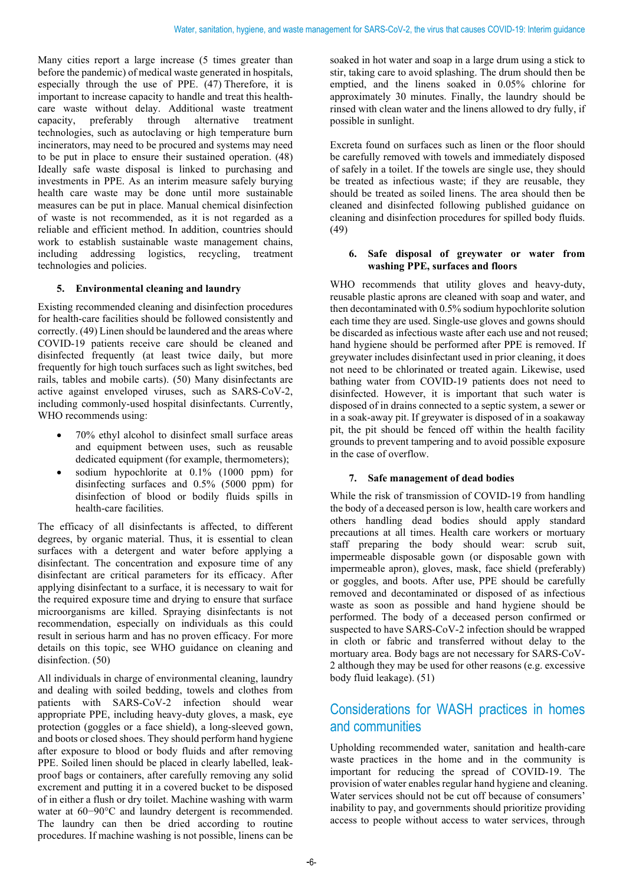Many cities report a large increase (5 times greater than before the pandemic) of medical waste generated in hospitals, especially through the use of PPE. (47) Therefore, it is important to increase capacity to handle and treat this health-care waste without delay. Additional waste treatment capacity, preferably through alternative treatment technologies, such as autoclaving or high temperature burn incinerators, may need to be procured and systems may need to be put in place to ensure their sustained operation. (48) Ideally safe waste disposal is linked to purchasing and investments in PPE. As an interim measure safely burying health care waste may be done until more sustainable measures can be put in place. Manual chemical disinfection of waste is not recommended, as it is not regarded as a reliable and efficient method. In addition, countries should work to establish sustainable waste management chains, including addressing logistics, recycling, treatment technologies and policies.

### 5. Environmental cleaning and laundry

Existing recommended cleaning and disinfection procedures for health-care facilities should be followed consistently and correctly. (49) Linen should be laundered and the areas where COVID-19 patients receive care should be cleaned and disinfected frequently (at least twice daily, but more frequently for high touch surfaces such as light switches, bed rails, tables and mobile carts). (50) Many disinfectants are active against enveloped viruses, such as SARS-CoV-2, including commonly-used hospital disinfectants. Currently, WHO recommends using:

- 70% ethyl alcohol to disinfect small surface areas and equipment between uses, such as reusable dedicated equipment (for example, thermometers);
- sodium hypochlorite at 0.1% (1000 ppm) for disinfecting surfaces and 0.5% (5000 ppm) for disinfection of blood or bodily fluids spills in health-care facilities.

The efficacy of all disinfectants is affected, to different degrees, by organic material. Thus, it is essential to clean surfaces with a detergent and water before applying a disinfectant. The concentration and exposure time of any disinfectant are critical parameters for its efficacy. After applying disinfectant to a surface, it is necessary to wait for the required exposure time and drying to ensure that surface microorganisms are killed. Spraying disinfectants is not recommendation, especially on individuals as this could result in serious harm and has no proven efficacy. For more details on this topic, see WHO guidance on cleaning and disinfection. (50)

All individuals in charge of environmental cleaning, laundry and dealing with soiled bedding, towels and clothes from patients with SARS-CoV-2 infection should wear appropriate PPE, including heavy-duty gloves, a mask, eye protection (goggles or a face shield), a long-sleeved gown, and boots or closed shoes. They should perform hand hygiene after exposure to blood or body fluids and after removing PPE. Soiled linen should be placed in clearly labelled, leak-proof bags or containers, after carefully removing any solid excrement and putting it in a covered bucket to be disposed of in either a flush or dry toilet. Machine washing with warm water at 60−90°C and laundry detergent is recommended. The laundry can then be dried according to routine procedures. If machine washing is not possible, linens can be soaked in hot water and soap in a large drum using a stick to stir, taking care to avoid splashing. The drum should then be emptied, and the linens soaked in 0.05% chlorine for approximately 30 minutes. Finally, the laundry should be rinsed with clean water and the linens allowed to dry fully, if possible in sunlight.

Excreta found on surfaces such as linen or the floor should be carefully removed with towels and immediately disposed of safely in a toilet. If the towels are single use, they should be treated as infectious waste; if they are reusable, they should be treated as soiled linens. The area should then be cleaned and disinfected following published guidance on cleaning and disinfection procedures for spilled body fluids. (49)

### 6. Safe disposal of greywater or water from washing PPE, surfaces and floors

WHO recommends that utility gloves and heavy-duty, reusable plastic aprons are cleaned with soap and water, and then decontaminated with 0.5% sodium hypochlorite solution each time they are used. Single-use gloves and gowns should be discarded as infectious waste after each use and not reused; hand hygiene should be performed after PPE is removed. If greywater includes disinfectant used in prior cleaning, it does not need to be chlorinated or treated again. Likewise, used bathing water from COVID-19 patients does not need to disinfected. However, it is important that such water is disposed of in drains connected to a septic system, a sewer or in a soak-away pit. If greywater is disposed of in a soakaway pit, the pit should be fenced off within the health facility grounds to prevent tampering and to avoid possible exposure in the case of overflow.

### 7. Safe management of dead bodies

While the risk of transmission of COVID-19 from handling the body of a deceased person is low, health care workers and others handling dead bodies should apply standard precautions at all times. Health care workers or mortuary staff preparing the body should wear: scrub suit, impermeable disposable gown (or disposable gown with impermeable apron), gloves, mask, face shield (preferably) or goggles, and boots. After use, PPE should be carefully removed and decontaminated or disposed of as infectious waste as soon as possible and hand hygiene should be performed. The body of a deceased person confirmed or suspected to have SARS-CoV-2 infection should be wrapped in cloth or fabric and transferred without delay to the mortuary area. Body bags are not necessary for SARS-CoV-2 although they may be used for other reasons (e.g. excessive body fluid leakage). (51)

## Considerations for WASH practices in homes and communities

Upholding recommended water, sanitation and health-care waste practices in the home and in the community is important for reducing the spread of COVID-19. The provision of water enables regular hand hygiene and cleaning. Water services should not be cut off because of consumers' inability to pay, and governments should prioritize providing access to people without access to water services, through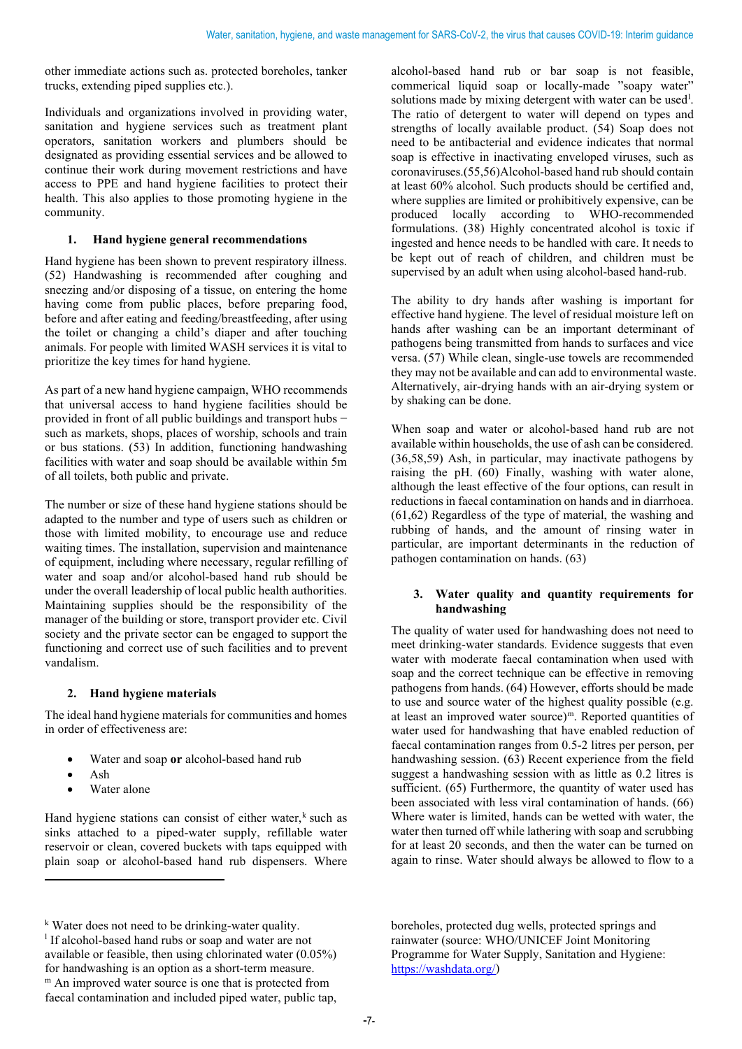other immediate actions such as. protected boreholes, tanker trucks, extending piped supplies etc.).

Individuals and organizations involved in providing water, sanitation and hygiene services such as treatment plant operators, sanitation workers and plumbers should be designated as providing essential services and be allowed to continue their work during movement restrictions and have access to PPE and hand hygiene facilities to protect their health. This also applies to those promoting hygiene in the community.

### 1. Hand hygiene general recommendations

Hand hygiene has been shown to prevent respiratory illness. (52) Handwashing is recommended after coughing and sneezing and/or disposing of a tissue, on entering the home having come from public places, before preparing food, before and after eating and feeding/breastfeeding, after using the toilet or changing a child's diaper and after touching animals. For people with limited WASH services it is vital to prioritize the key times for hand hygiene.

As part of a new hand hygiene campaign, WHO recommends that universal access to hand hygiene facilities should be provided in front of all public buildings and transport hubs – such as markets, shops, places of worship, schools and train or bus stations. (53) In addition, functioning handwashing facilities with water and soap should be available within 5m of all toilets, both public and private.

The number or size of these hand hygiene stations should be adapted to the number and type of users such as children or those with limited mobility, to encourage use and reduce waiting times. The installation, supervision and maintenance of equipment, including where necessary, regular refilling of water and soap and/or alcohol-based hand rub should be under the overall leadership of local public health authorities. Maintaining supplies should be the responsibility of the manager of the building or store, transport provider etc. Civil society and the private sector can be engaged to support the functioning and correct use of such facilities and to prevent vandalism.

### 2. Hand hygiene materials

The ideal hand hygiene materials for communities and homes in order of effectiveness are:

- Water and soap **or** alcohol-based hand rub
- Ash
- Water alone

Hand hygiene stations can consist of either water,[k] such as sinks attached to a piped-water supply, refillable water reservoir or clean, covered buckets with taps equipped with plain soap or alcohol-based hand rub dispensers. Where alcohol-based hand rub or bar soap is not feasible, commerical liquid soap or locally-made "soapy water" solutions made by mixing detergent with water can be used[l]. The ratio of detergent to water will depend on types and strengths of locally available product. (54) Soap does not need to be antibacterial and evidence indicates that normal soap is effective in inactivating enveloped viruses, such as coronaviruses.(55,56)Alcohol-based hand rub should contain at least 60% alcohol. Such products should be certified and, where supplies are limited or prohibitively expensive, can be produced locally according to WHO-recommended formulations. (38) Highly concentrated alcohol is toxic if ingested and hence needs to be handled with care. It needs to be kept out of reach of children, and children must be supervised by an adult when using alcohol-based hand-rub.

The ability to dry hands after washing is important for effective hand hygiene. The level of residual moisture left on hands after washing can be an important determinant of pathogens being transmitted from hands to surfaces and vice versa. (57) While clean, single-use towels are recommended they may not be available and can add to environmental waste. Alternatively, air-drying hands with an air-drying system or by shaking can be done.

When soap and water or alcohol-based hand rub are not available within households, the use of ash can be considered. (36,58,59) Ash, in particular, may inactivate pathogens by raising the pH. (60) Finally, washing with water alone, although the least effective of the four options, can result in reductions in faecal contamination on hands and in diarrhoea. (61,62) Regardless of the type of material, the washing and rubbing of hands, and the amount of rinsing water in particular, are important determinants in the reduction of pathogen contamination on hands. (63)

### 3. Water quality and quantity requirements for handwashing

The quality of water used for handwashing does not need to meet drinking-water standards. Evidence suggests that even water with moderate faecal contamination when used with soap and the correct technique can be effective in removing pathogens from hands. (64) However, efforts should be made to use and source water of the highest quality possible (e.g. at least an improved water source)[m]. Reported quantities of water used for handwashing that have enabled reduction of faecal contamination ranges from 0.5-2 litres per person, per handwashing session. (63) Recent experience from the field suggest a handwashing session with as little as 0.2 litres is sufficient. (65) Furthermore, the quantity of water used has been associated with less viral contamination of hands. (66) Where water is limited, hands can be wetted with water, the water then turned off while lathering with soap and scrubbing for at least 20 seconds, and then the water can be turned on again to rinse. Water should always be allowed to flow to a

---

[k] Water does not need to be drinking-water quality.

[l] If alcohol-based hand rubs or soap and water are not available or feasible, then using chlorinated water (0.05%) for handwashing is an option as a short-term measure.

[m] An improved water source is one that is protected from faecal contamination and included piped water, public tap, boreholes, protected dug wells, protected springs and rainwater (source: WHO/UNICEF Joint Monitoring Programme for Water Supply, Sanitation and Hygiene: https://washdata.org/)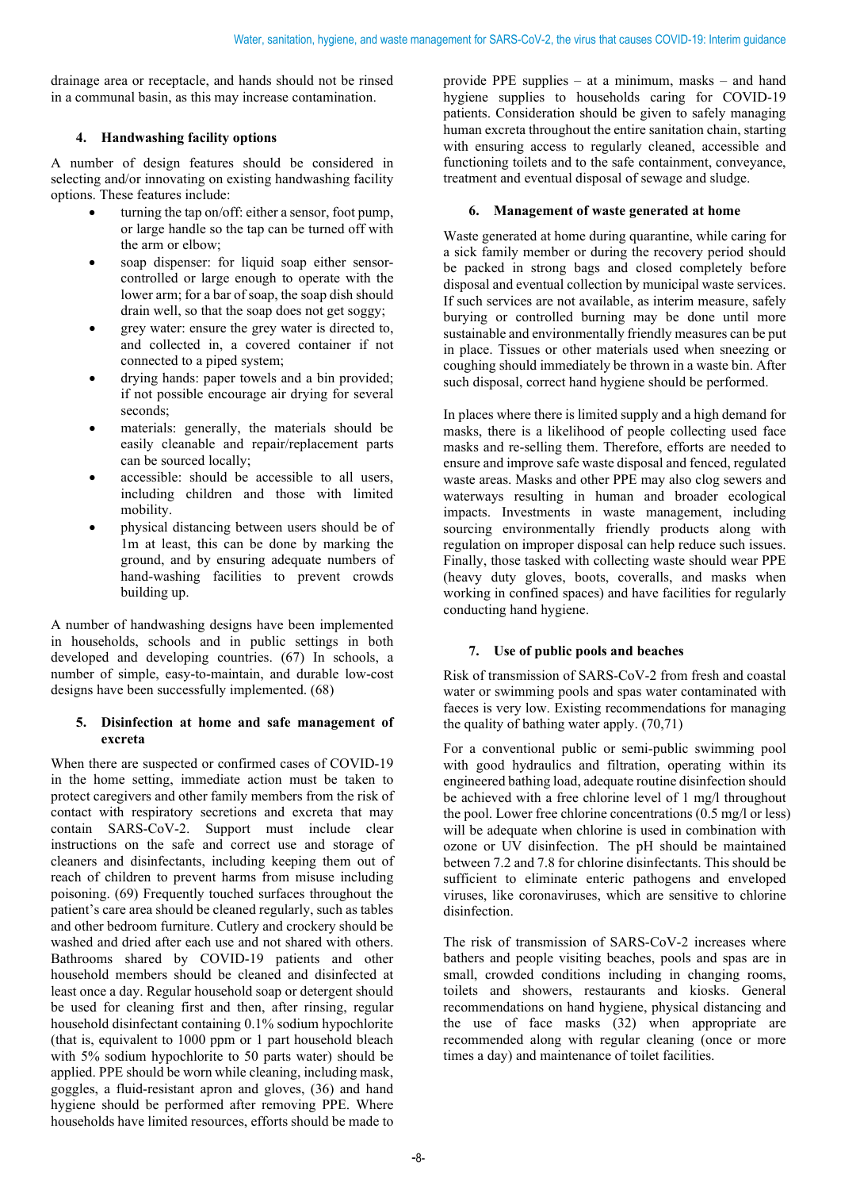drainage area or receptacle, and hands should not be rinsed in a communal basin, as this may increase contamination.

## 4. Handwashing facility options

A number of design features should be considered in selecting and/or innovating on existing handwashing facility options. These features include:

- turning the tap on/off: either a sensor, foot pump, or large handle so the tap can be turned off with the arm or elbow;
- soap dispenser: for liquid soap either sensor-controlled or large enough to operate with the lower arm; for a bar of soap, the soap dish should drain well, so that the soap does not get soggy;
- grey water: ensure the grey water is directed to, and collected in, a covered container if not connected to a piped system;
- drying hands: paper towels and a bin provided; if not possible encourage air drying for several seconds;
- materials: generally, the materials should be easily cleanable and repair/replacement parts can be sourced locally;
- accessible: should be accessible to all users, including children and those with limited mobility.
- physical distancing between users should be of 1m at least, this can be done by marking the ground, and by ensuring adequate numbers of hand-washing facilities to prevent crowds building up.

A number of handwashing designs have been implemented in households, schools and in public settings in both developed and developing countries. (67) In schools, a number of simple, easy-to-maintain, and durable low-cost designs have been successfully implemented. (68)

## 5. Disinfection at home and safe management of excreta

When there are suspected or confirmed cases of COVID-19 in the home setting, immediate action must be taken to protect caregivers and other family members from the risk of contact with respiratory secretions and excreta that may contain SARS-CoV-2. Support must include clear instructions on the safe and correct use and storage of cleaners and disinfectants, including keeping them out of reach of children to prevent harms from misuse including poisoning. (69) Frequently touched surfaces throughout the patient's care area should be cleaned regularly, such as tables and other bedroom furniture. Cutlery and crockery should be washed and dried after each use and not shared with others. Bathrooms shared by COVID-19 patients and other household members should be cleaned and disinfected at least once a day. Regular household soap or detergent should be used for cleaning first and then, after rinsing, regular household disinfectant containing 0.1% sodium hypochlorite (that is, equivalent to 1000 ppm or 1 part household bleach with 5% sodium hypochlorite to 50 parts water) should be applied. PPE should be worn while cleaning, including mask, goggles, a fluid-resistant apron and gloves, (36) and hand hygiene should be performed after removing PPE. Where households have limited resources, efforts should be made to provide PPE supplies – at a minimum, masks – and hand hygiene supplies to households caring for COVID-19 patients. Consideration should be given to safely managing human excreta throughout the entire sanitation chain, starting with ensuring access to regularly cleaned, accessible and functioning toilets and to the safe containment, conveyance, treatment and eventual disposal of sewage and sludge.

## 6. Management of waste generated at home

Waste generated at home during quarantine, while caring for a sick family member or during the recovery period should be packed in strong bags and closed completely before disposal and eventual collection by municipal waste services. If such services are not available, as interim measure, safely burying or controlled burning may be done until more sustainable and environmentally friendly measures can be put in place. Tissues or other materials used when sneezing or coughing should immediately be thrown in a waste bin. After such disposal, correct hand hygiene should be performed.

In places where there is limited supply and a high demand for masks, there is a likelihood of people collecting used face masks and re-selling them. Therefore, efforts are needed to ensure and improve safe waste disposal and fenced, regulated waste areas. Masks and other PPE may also clog sewers and waterways resulting in human and broader ecological impacts. Investments in waste management, including sourcing environmentally friendly products along with regulation on improper disposal can help reduce such issues. Finally, those tasked with collecting waste should wear PPE (heavy duty gloves, boots, coveralls, and masks when working in confined spaces) and have facilities for regularly conducting hand hygiene.

## 7. Use of public pools and beaches

Risk of transmission of SARS-CoV-2 from fresh and coastal water or swimming pools and spas water contaminated with faeces is very low. Existing recommendations for managing the quality of bathing water apply. (70,71)

For a conventional public or semi-public swimming pool with good hydraulics and filtration, operating within its engineered bathing load, adequate routine disinfection should be achieved with a free chlorine level of 1 mg/l throughout the pool. Lower free chlorine concentrations (0.5 mg/l or less) will be adequate when chlorine is used in combination with ozone or UV disinfection. The pH should be maintained between 7.2 and 7.8 for chlorine disinfectants. This should be sufficient to eliminate enteric pathogens and enveloped viruses, like coronaviruses, which are sensitive to chlorine disinfection.

The risk of transmission of SARS-CoV-2 increases where bathers and people visiting beaches, pools and spas are in small, crowded conditions including in changing rooms, toilets and showers, restaurants and kiosks. General recommendations on hand hygiene, physical distancing and the use of face masks (32) when appropriate are recommended along with regular cleaning (once or more times a day) and maintenance of toilet facilities.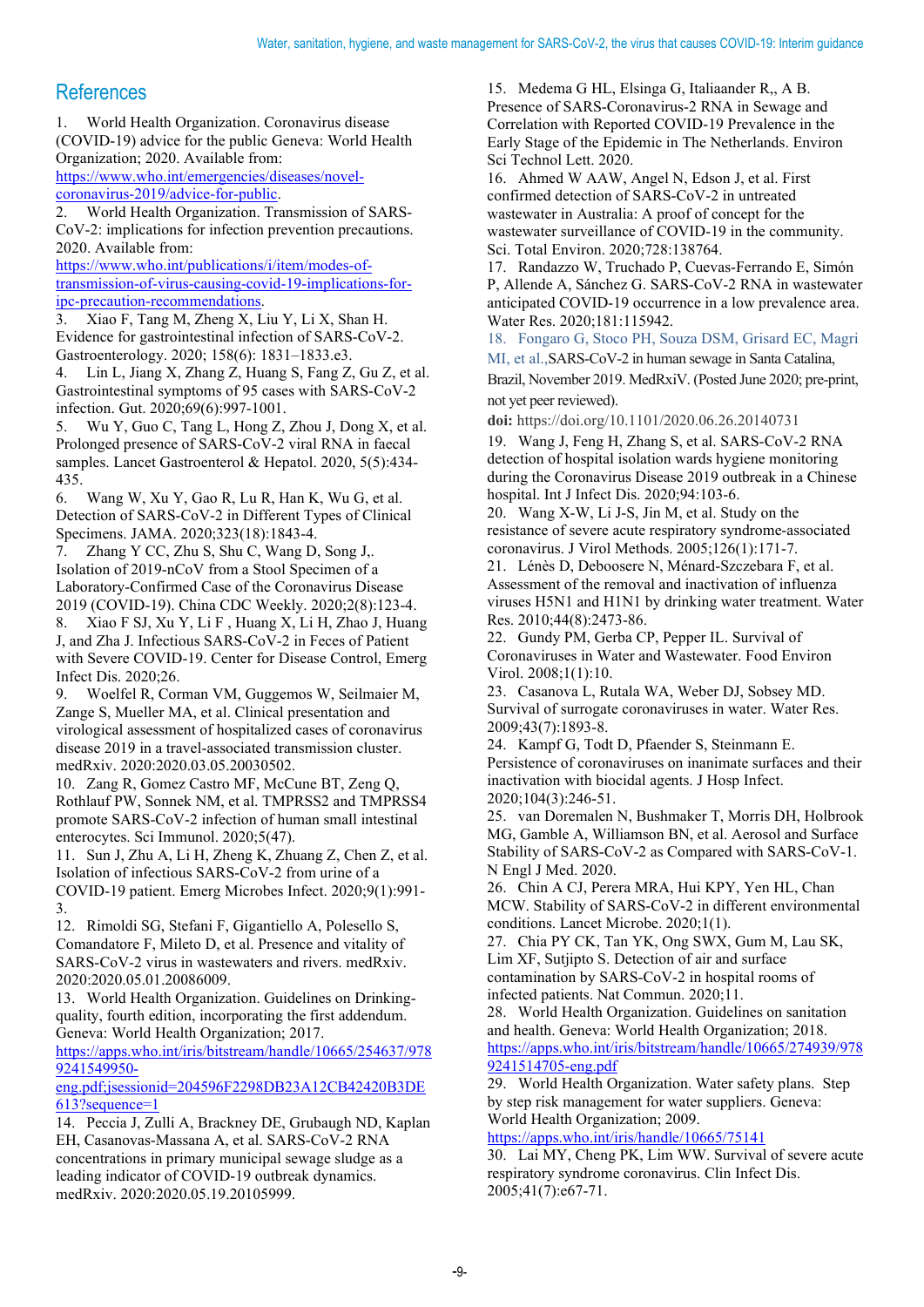# References

1. World Health Organization. Coronavirus disease (COVID-19) advice for the public Geneva: World Health Organization; 2020. Available from: https://www.who.int/emergencies/diseases/novel-coronavirus-2019/advice-for-public.
2. World Health Organization. Transmission of SARS-CoV-2: implications for infection prevention precautions. 2020. Available from: https://www.who.int/publications/i/item/modes-of-transmission-of-virus-causing-covid-19-implications-for-ipc-precaution-recommendations.
3. Xiao F, Tang M, Zheng X, Liu Y, Li X, Shan H. Evidence for gastrointestinal infection of SARS-CoV-2. Gastroenterology. 2020; 158(6): 1831–1833.e3.
4. Lin L, Jiang X, Zhang Z, Huang S, Fang Z, Gu Z, et al. Gastrointestinal symptoms of 95 cases with SARS-CoV-2 infection. Gut. 2020;69(6):997-1001.
5. Wu Y, Guo C, Tang L, Hong Z, Zhou J, Dong X, et al. Prolonged presence of SARS-CoV-2 viral RNA in faecal samples. Lancet Gastroenterol & Hepatol. 2020, 5(5):434-435.
6. Wang W, Xu Y, Gao R, Lu R, Han K, Wu G, et al. Detection of SARS-CoV-2 in Different Types of Clinical Specimens. JAMA. 2020;323(18):1843-4.
7. Zhang Y CC, Zhu S, Shu C, Wang D, Song J,. Isolation of 2019-nCoV from a Stool Specimen of a Laboratory-Confirmed Case of the Coronavirus Disease 2019 (COVID-19). China CDC Weekly. 2020;2(8):123-4.
8. Xiao F SJ, Xu Y, Li F , Huang X, Li H, Zhao J, Huang J, and Zha J. Infectious SARS-CoV-2 in Feces of Patient with Severe COVID-19. Center for Disease Control, Emerg Infect Dis. 2020;26.
9. Woelfel R, Corman VM, Guggemos W, Seilmaier M, Zange S, Mueller MA, et al. Clinical presentation and virological assessment of hospitalized cases of coronavirus disease 2019 in a travel-associated transmission cluster. medRxiv. 2020:2020.03.05.20030502.
10. Zang R, Gomez Castro MF, McCune BT, Zeng Q, Rothlauf PW, Sonnek NM, et al. TMPRSS2 and TMPRSS4 promote SARS-CoV-2 infection of human small intestinal enterocytes. Sci Immunol. 2020;5(47).
11. Sun J, Zhu A, Li H, Zheng K, Zhuang Z, Chen Z, et al. Isolation of infectious SARS-CoV-2 from urine of a COVID-19 patient. Emerg Microbes Infect. 2020;9(1):991-3.
12. Rimoldi SG, Stefani F, Gigantiello A, Polesello S, Comandatore F, Mileto D, et al. Presence and vitality of SARS-CoV-2 virus in wastewaters and rivers. medRxiv. 2020:2020.05.01.20086009.
13. World Health Organization. Guidelines on Drinking-quality, fourth edition, incorporating the first addendum. Geneva: World Health Organization; 2017. https://apps.who.int/iris/bitstream/handle/10665/254637/9789241549950-eng.pdf;jsessionid=204596F2298DB23A12CB42420B3DE613?sequence=1
14. Peccia J, Zulli A, Brackney DE, Grubaugh ND, Kaplan EH, Casanovas-Massana A, et al. SARS-CoV-2 RNA concentrations in primary municipal sewage sludge as a leading indicator of COVID-19 outbreak dynamics. medRxiv. 2020:2020.05.19.20105999.
15. Medema G HL, Elsinga G, Italiaander R,, A B. Presence of SARS-Coronavirus-2 RNA in Sewage and Correlation with Reported COVID-19 Prevalence in the Early Stage of the Epidemic in The Netherlands. Environ Sci Technol Lett. 2020.
16. Ahmed W AAW, Angel N, Edson J, et al. First confirmed detection of SARS-CoV-2 in untreated wastewater in Australia: A proof of concept for the wastewater surveillance of COVID-19 in the community. Sci. Total Environ. 2020;728:138764.
17. Randazzo W, Truchado P, Cuevas-Ferrando E, Simón P, Allende A, Sánchez G. SARS-CoV-2 RNA in wastewater anticipated COVID-19 occurrence in a low prevalence area. Water Res. 2020;181:115942.
18. Fongaro G, Stoco PH, Souza DSM, Grisard EC, Magri MI, et al.,SARS-CoV-2 in human sewage in Santa Catalina, Brazil, November 2019. MedRxiV. (Posted June 2020; pre-print, not yet peer reviewed).
**doi:** https://doi.org/10.1101/2020.06.26.20140731
19. Wang J, Feng H, Zhang S, et al. SARS-CoV-2 RNA detection of hospital isolation wards hygiene monitoring during the Coronavirus Disease 2019 outbreak in a Chinese hospital. Int J Infect Dis. 2020;94:103-6.
20. Wang X-W, Li J-S, Jin M, et al. Study on the resistance of severe acute respiratory syndrome-associated coronavirus. J Virol Methods. 2005;126(1):171-7.
21. Lénès D, Deboosere N, Ménard-Szczebara F, et al. Assessment of the removal and inactivation of influenza viruses H5N1 and H1N1 by drinking water treatment. Water Res. 2010;44(8):2473-86.
22. Gundy PM, Gerba CP, Pepper IL. Survival of Coronaviruses in Water and Wastewater. Food Environ Virol. 2008;1(1):10.
23. Casanova L, Rutala WA, Weber DJ, Sobsey MD. Survival of surrogate coronaviruses in water. Water Res. 2009;43(7):1893-8.
24. Kampf G, Todt D, Pfaender S, Steinmann E. Persistence of coronaviruses on inanimate surfaces and their inactivation with biocidal agents. J Hosp Infect. 2020;104(3):246-51.
25. van Doremalen N, Bushmaker T, Morris DH, Holbrook MG, Gamble A, Williamson BN, et al. Aerosol and Surface Stability of SARS-CoV-2 as Compared with SARS-CoV-1. N Engl J Med. 2020.
26. Chin A CJ, Perera MRA, Hui KPY, Yen HL, Chan MCW. Stability of SARS-CoV-2 in different environmental conditions. Lancet Microbe. 2020;1(1).
27. Chia PY CK, Tan YK, Ong SWX, Gum M, Lau SK, Lim XF, Sutjipto S. Detection of air and surface contamination by SARS-CoV-2 in hospital rooms of infected patients. Nat Commun. 2020;11.
28. World Health Organization. Guidelines on sanitation and health. Geneva: World Health Organization; 2018. https://apps.who.int/iris/bitstream/handle/10665/274939/9789241514705-eng.pdf
29. World Health Organization. Water safety plans. Step by step risk management for water suppliers. Geneva: World Health Organization; 2009. https://apps.who.int/iris/handle/10665/75141
30. Lai MY, Cheng PK, Lim WW. Survival of severe acute respiratory syndrome coronavirus. Clin Infect Dis. 2005;41(7):e67-71.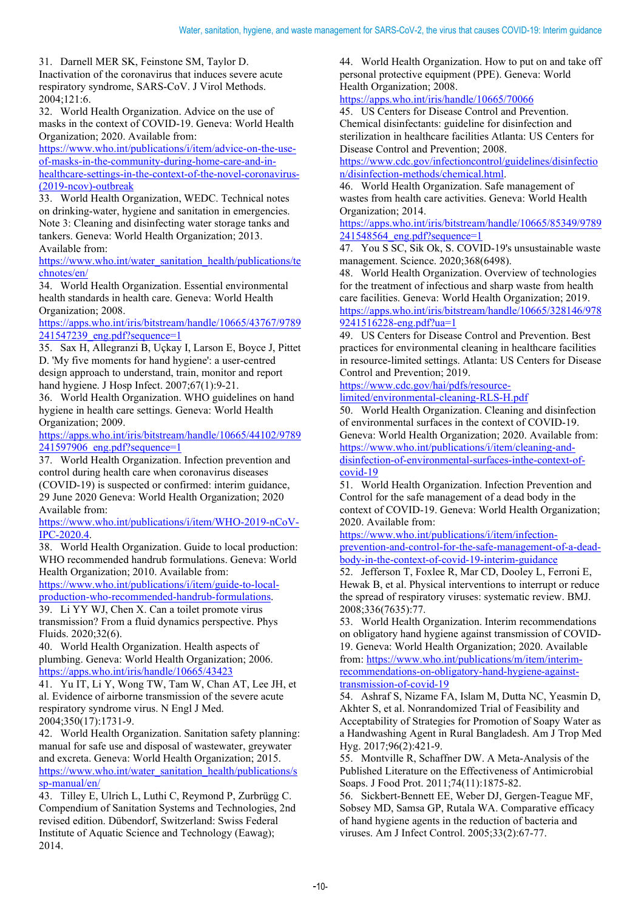31. Darnell MER SK, Feinstone SM, Taylor D. Inactivation of the coronavirus that induces severe acute respiratory syndrome, SARS-CoV. J Virol Methods. 2004;121:6.

32. World Health Organization. Advice on the use of masks in the context of COVID-19. Geneva: World Health Organization; 2020. Available from: https://www.who.int/publications/i/item/advice-on-the-use-of-masks-in-the-community-during-home-care-and-in-healthcare-settings-in-the-context-of-the-novel-coronavirus-(2019-ncov)-outbreak

33. World Health Organization, WEDC. Technical notes on drinking-water, hygiene and sanitation in emergencies. Note 3: Cleaning and disinfecting water storage tanks and tankers. Geneva: World Health Organization; 2013. Available from: https://www.who.int/water_sanitation_health/publications/technotes/en/

34. World Health Organization. Essential environmental health standards in health care. Geneva: World Health Organization; 2008. https://apps.who.int/iris/bitstream/handle/10665/43767/9789241547239_eng.pdf?sequence=1

35. Sax H, Allegranzi B, Uçkay I, Larson E, Boyce J, Pittet D. 'My five moments for hand hygiene': a user-centred design approach to understand, train, monitor and report hand hygiene. J Hosp Infect. 2007;67(1):9-21.

36. World Health Organization. WHO guidelines on hand hygiene in health care settings. Geneva: World Health Organization; 2009. https://apps.who.int/iris/bitstream/handle/10665/44102/9789241597906_eng.pdf?sequence=1

37. World Health Organization. Infection prevention and control during health care when coronavirus diseases (COVID-19) is suspected or confirmed: interim guidance, 29 June 2020 Geneva: World Health Organization; 2020 Available from: https://www.who.int/publications/i/item/WHO-2019-nCoV-IPC-2020.4.

38. World Health Organization. Guide to local production: WHO recommended handrub formulations. Geneva: World Health Organization; 2010. Available from: https://www.who.int/publications/i/item/guide-to-local-production-who-recommended-handrub-formulations.

39. Li YY WJ, Chen X. Can a toilet promote virus transmission? From a fluid dynamics perspective. Phys Fluids. 2020;32(6).

40. World Health Organization. Health aspects of plumbing. Geneva: World Health Organization; 2006. https://apps.who.int/iris/handle/10665/43423

41. Yu IT, Li Y, Wong TW, Tam W, Chan AT, Lee JH, et al. Evidence of airborne transmission of the severe acute respiratory syndrome virus. N Engl J Med. 2004;350(17):1731-9.

42. World Health Organization. Sanitation safety planning: manual for safe use and disposal of wastewater, greywater and excreta. Geneva: World Health Organization; 2015. https://www.who.int/water_sanitation_health/publications/ssp-manual/en/

43. Tilley E, Ulrich L, Luthi C, Reymond P, Zurbrügg C. Compendium of Sanitation Systems and Technologies, 2nd revised edition. Dübendorf, Switzerland: Swiss Federal Institute of Aquatic Science and Technology (Eawag); 2014.

44. World Health Organization. How to put on and take off personal protective equipment (PPE). Geneva: World Health Organization; 2008. https://apps.who.int/iris/handle/10665/70066

45. US Centers for Disease Control and Prevention. Chemical disinfectants: guideline for disinfection and sterilization in healthcare facilities Atlanta: US Centers for Disease Control and Prevention; 2008. https://www.cdc.gov/infectioncontrol/guidelines/disinfection/disinfection-methods/chemical.html.

46. World Health Organization. Safe management of wastes from health care activities. Geneva: World Health Organization; 2014. https://apps.who.int/iris/bitstream/handle/10665/85349/9789241548564_eng.pdf?sequence=1

47. You S SC, Sik Ok, S. COVID-19's unsustainable waste management. Science. 2020;368(6498).

48. World Health Organization. Overview of technologies for the treatment of infectious and sharp waste from health care facilities. Geneva: World Health Organization; 2019. https://apps.who.int/iris/bitstream/handle/10665/328146/9789241516228-eng.pdf?ua=1

49. US Centers for Disease Control and Prevention. Best practices for environmental cleaning in healthcare facilities in resource-limited settings. Atlanta: US Centers for Disease Control and Prevention; 2019. https://www.cdc.gov/hai/pdfs/resource-limited/environmental-cleaning-RLS-H.pdf

50. World Health Organization. Cleaning and disinfection of environmental surfaces in the context of COVID-19. Geneva: World Health Organization; 2020. Available from: https://www.who.int/publications/i/item/cleaning-and-disinfection-of-environmental-surfaces-inthe-context-of-covid-19

51. World Health Organization. Infection Prevention and Control for the safe management of a dead body in the context of COVID-19. Geneva: World Health Organization; 2020. Available from: https://www.who.int/publications/i/item/infection-prevention-and-control-for-the-safe-management-of-a-dead-body-in-the-context-of-covid-19-interim-guidance

52. Jefferson T, Foxlee R, Mar CD, Dooley L, Ferroni E, Hewak B, et al. Physical interventions to interrupt or reduce the spread of respiratory viruses: systematic review. BMJ. 2008;336(7635):77.

53. World Health Organization. Interim recommendations on obligatory hand hygiene against transmission of COVID-19. Geneva: World Health Organization; 2020. Available from: https://www.who.int/publications/m/item/interim-recommendations-on-obligatory-hand-hygiene-against-transmission-of-covid-19

54. Ashraf S, Nizame FA, Islam M, Dutta NC, Yeasmin D, Akhter S, et al. Nonrandomized Trial of Feasibility and Acceptability of Strategies for Promotion of Soapy Water as a Handwashing Agent in Rural Bangladesh. Am J Trop Med Hyg. 2017;96(2):421-9.

55. Montville R, Schaffner DW. A Meta-Analysis of the Published Literature on the Effectiveness of Antimicrobial Soaps. J Food Prot. 2011;74(11):1875-82.

56. Sickbert-Bennett EE, Weber DJ, Gergen-Teague MF, Sobsey MD, Samsa GP, Rutala WA. Comparative efficacy of hand hygiene agents in the reduction of bacteria and viruses. Am J Infect Control. 2005;33(2):67-77.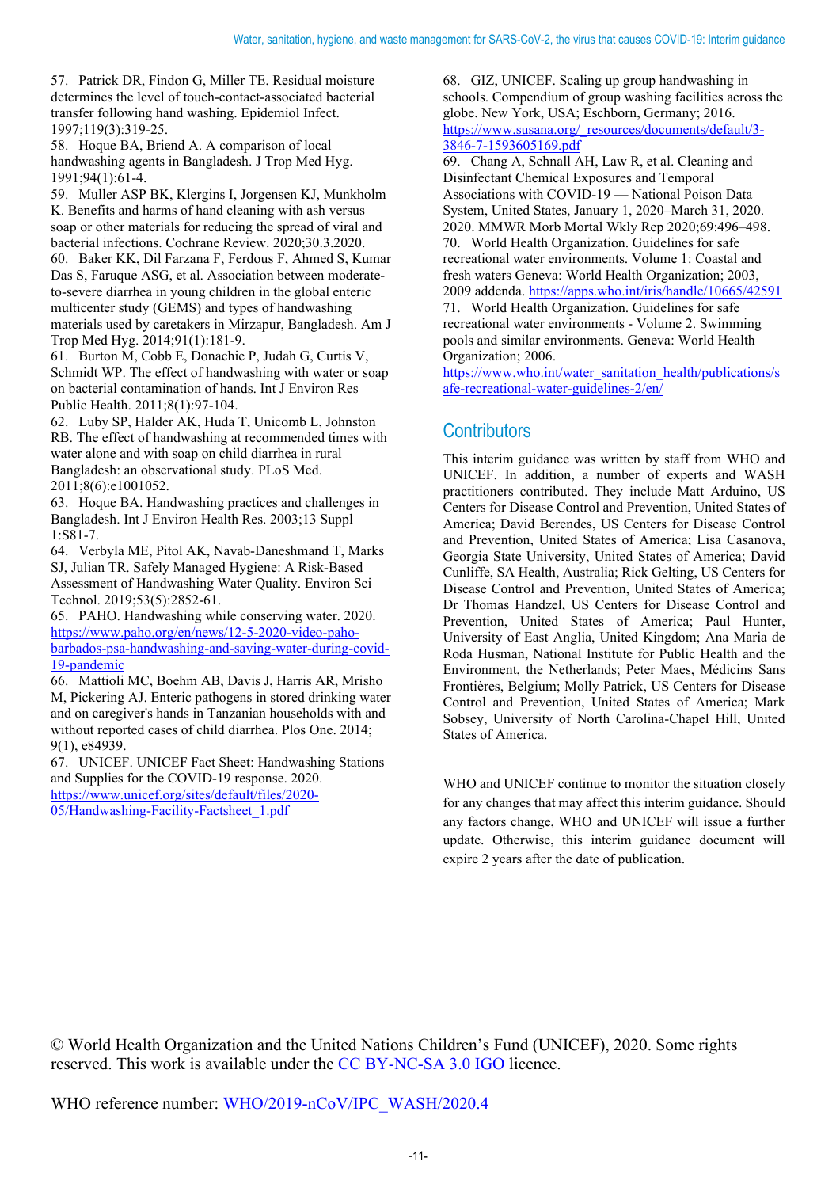57. Patrick DR, Findon G, Miller TE. Residual moisture determines the level of touch-contact-associated bacterial transfer following hand washing. Epidemiol Infect. 1997;119(3):319-25.
58. Hoque BA, Briend A. A comparison of local handwashing agents in Bangladesh. J Trop Med Hyg. 1991;94(1):61-4.
59. Muller ASP BK, Klergins I, Jorgensen KJ, Munkholm K. Benefits and harms of hand cleaning with ash versus soap or other materials for reducing the spread of viral and bacterial infections. Cochrane Review. 2020;30.3.2020.
60. Baker KK, Dil Farzana F, Ferdous F, Ahmed S, Kumar Das S, Faruque ASG, et al. Association between moderate-to-severe diarrhea in young children in the global enteric multicenter study (GEMS) and types of handwashing materials used by caretakers in Mirzapur, Bangladesh. Am J Trop Med Hyg. 2014;91(1):181-9.
61. Burton M, Cobb E, Donachie P, Judah G, Curtis V, Schmidt WP. The effect of handwashing with water or soap on bacterial contamination of hands. Int J Environ Res Public Health. 2011;8(1):97-104.
62. Luby SP, Halder AK, Huda T, Unicomb L, Johnston RB. The effect of handwashing at recommended times with water alone and with soap on child diarrhea in rural Bangladesh: an observational study. PLoS Med. 2011;8(6):e1001052.
63. Hoque BA. Handwashing practices and challenges in Bangladesh. Int J Environ Health Res. 2003;13 Suppl 1:S81-7.
64. Verbyla ME, Pitol AK, Navab-Daneshmand T, Marks SJ, Julian TR. Safely Managed Hygiene: A Risk-Based Assessment of Handwashing Water Quality. Environ Sci Technol. 2019;53(5):2852-61.
65. PAHO. Handwashing while conserving water. 2020. https://www.paho.org/en/news/12-5-2020-video-paho-barbados-psa-handwashing-and-saving-water-during-covid-19-pandemic
66. Mattioli MC, Boehm AB, Davis J, Harris AR, Mrisho M, Pickering AJ. Enteric pathogens in stored drinking water and on caregiver's hands in Tanzanian households with and without reported cases of child diarrhea. Plos One. 2014; 9(1), e84939.
67. UNICEF. UNICEF Fact Sheet: Handwashing Stations and Supplies for the COVID-19 response. 2020. https://www.unicef.org/sites/default/files/2020-05/Handwashing-Facility-Factsheet_1.pdf
68. GIZ, UNICEF. Scaling up group handwashing in schools. Compendium of group washing facilities across the globe. New York, USA; Eschborn, Germany; 2016. https://www.susana.org/_resources/documents/default/3-3846-7-1593605169.pdf
69. Chang A, Schnall AH, Law R, et al. Cleaning and Disinfectant Chemical Exposures and Temporal Associations with COVID-19 — National Poison Data System, United States, January 1, 2020–March 31, 2020. 2020. MMWR Morb Mortal Wkly Rep 2020;69:496–498.
70. World Health Organization. Guidelines for safe recreational water environments. Volume 1: Coastal and fresh waters Geneva: World Health Organization; 2003, 2009 addenda. https://apps.who.int/iris/handle/10665/42591
71. World Health Organization. Guidelines for safe recreational water environments - Volume 2. Swimming pools and similar environments. Geneva: World Health Organization; 2006. https://www.who.int/water_sanitation_health/publications/safe-recreational-water-guidelines-2/en/

## Contributors

This interim guidance was written by staff from WHO and UNICEF. In addition, a number of experts and WASH practitioners contributed. They include Matt Arduino, US Centers for Disease Control and Prevention, United States of America; David Berendes, US Centers for Disease Control and Prevention, United States of America; Lisa Casanova, Georgia State University, United States of America; David Cunliffe, SA Health, Australia; Rick Gelting, US Centers for Disease Control and Prevention, United States of America; Dr Thomas Handzel, US Centers for Disease Control and Prevention, United States of America; Paul Hunter, University of East Anglia, United Kingdom; Ana Maria de Roda Husman, National Institute for Public Health and the Environment, the Netherlands; Peter Maes, Médicins Sans Frontières, Belgium; Molly Patrick, US Centers for Disease Control and Prevention, United States of America; Mark Sobsey, University of North Carolina-Chapel Hill, United States of America.

WHO and UNICEF continue to monitor the situation closely for any changes that may affect this interim guidance. Should any factors change, WHO and UNICEF will issue a further update. Otherwise, this interim guidance document will expire 2 years after the date of publication.

© World Health Organization and the United Nations Children's Fund (UNICEF), 2020. Some rights reserved. This work is available under the CC BY-NC-SA 3.0 IGO licence.

WHO reference number: WHO/2019-nCoV/IPC_WASH/2020.4